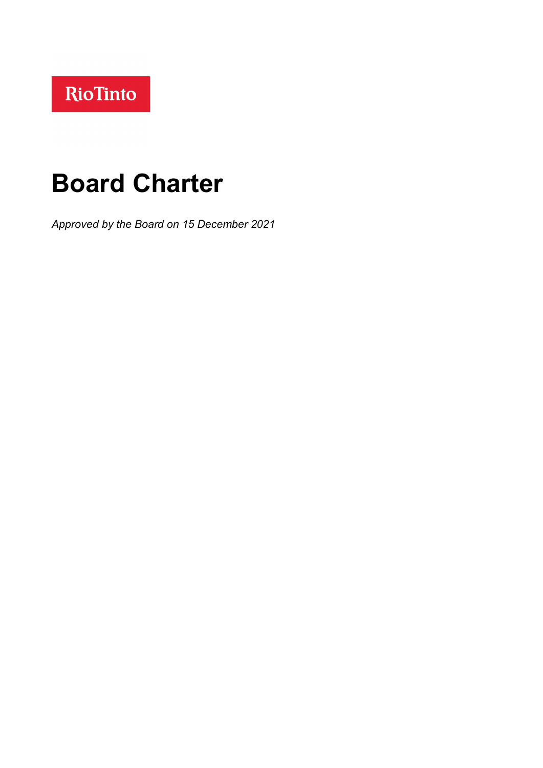Rio Tinto

# Board Charter

*Approved by the Board on 15 December 2021*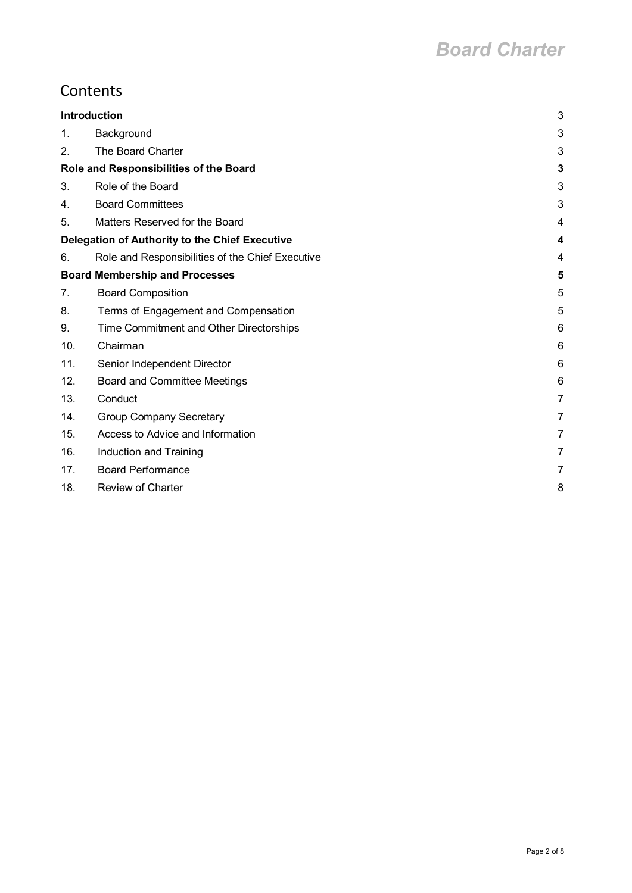# Contents

| | | |
|---|---|---|
| **Introduction** | | 3 |
| 1. | Background | 3 |
| 2. | The Board Charter | 3 |
| **Role and Responsibilities of the Board** | | **3** |
| 3. | Role of the Board | 3 |
| 4. | Board Committees | 3 |
| 5. | Matters Reserved for the Board | 4 |
| **Delegation of Authority to the Chief Executive** | | **4** |
| 6. | Role and Responsibilities of the Chief Executive | 4 |
| **Board Membership and Processes** | | **5** |
| 7. | Board Composition | 5 |
| 8. | Terms of Engagement and Compensation | 5 |
| 9. | Time Commitment and Other Directorships | 6 |
| 10. | Chairman | 6 |
| 11. | Senior Independent Director | 6 |
| 12. | Board and Committee Meetings | 6 |
| 13. | Conduct | 7 |
| 14. | Group Company Secretary | 7 |
| 15. | Access to Advice and Information | 7 |
| 16. | Induction and Training | 7 |
| 17. | Board Performance | 7 |
| 18. | Review of Charter | 8 |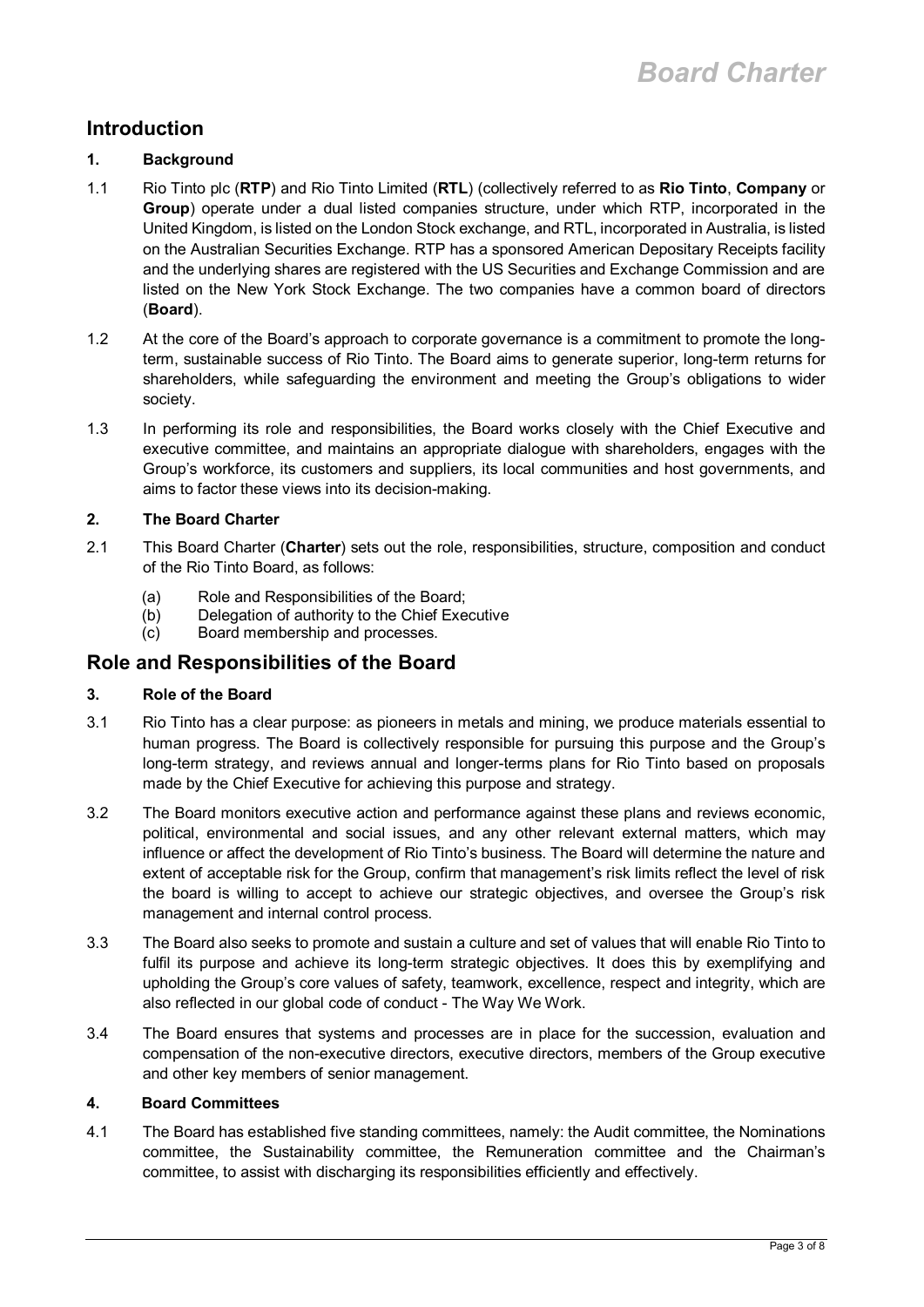## Introduction

### 1. Background

1.1 Rio Tinto plc (**RTP**) and Rio Tinto Limited (**RTL**) (collectively referred to as **Rio Tinto**, **Company** or **Group**) operate under a dual listed companies structure, under which RTP, incorporated in the United Kingdom, is listed on the London Stock exchange, and RTL, incorporated in Australia, is listed on the Australian Securities Exchange. RTP has a sponsored American Depositary Receipts facility and the underlying shares are registered with the US Securities and Exchange Commission and are listed on the New York Stock Exchange. The two companies have a common board of directors (**Board**).

1.2 At the core of the Board's approach to corporate governance is a commitment to promote the long-term, sustainable success of Rio Tinto. The Board aims to generate superior, long-term returns for shareholders, while safeguarding the environment and meeting the Group's obligations to wider society.

1.3 In performing its role and responsibilities, the Board works closely with the Chief Executive and executive committee, and maintains an appropriate dialogue with shareholders, engages with the Group's workforce, its customers and suppliers, its local communities and host governments, and aims to factor these views into its decision-making.

### 2. The Board Charter

2.1 This Board Charter (**Charter**) sets out the role, responsibilities, structure, composition and conduct of the Rio Tinto Board, as follows:

(a) Role and Responsibilities of the Board;
(b) Delegation of authority to the Chief Executive
(c) Board membership and processes.

## Role and Responsibilities of the Board

### 3. Role of the Board

3.1 Rio Tinto has a clear purpose: as pioneers in metals and mining, we produce materials essential to human progress. The Board is collectively responsible for pursuing this purpose and the Group's long-term strategy, and reviews annual and longer-terms plans for Rio Tinto based on proposals made by the Chief Executive for achieving this purpose and strategy.

3.2 The Board monitors executive action and performance against these plans and reviews economic, political, environmental and social issues, and any other relevant external matters, which may influence or affect the development of Rio Tinto's business. The Board will determine the nature and extent of acceptable risk for the Group, confirm that management's risk limits reflect the level of risk the board is willing to accept to achieve our strategic objectives, and oversee the Group's risk management and internal control process.

3.3 The Board also seeks to promote and sustain a culture and set of values that will enable Rio Tinto to fulfil its purpose and achieve its long-term strategic objectives. It does this by exemplifying and upholding the Group's core values of safety, teamwork, excellence, respect and integrity, which are also reflected in our global code of conduct - The Way We Work.

3.4 The Board ensures that systems and processes are in place for the succession, evaluation and compensation of the non-executive directors, executive directors, members of the Group executive and other key members of senior management.

### 4. Board Committees

4.1 The Board has established five standing committees, namely: the Audit committee, the Nominations committee, the Sustainability committee, the Remuneration committee and the Chairman's committee, to assist with discharging its responsibilities efficiently and effectively.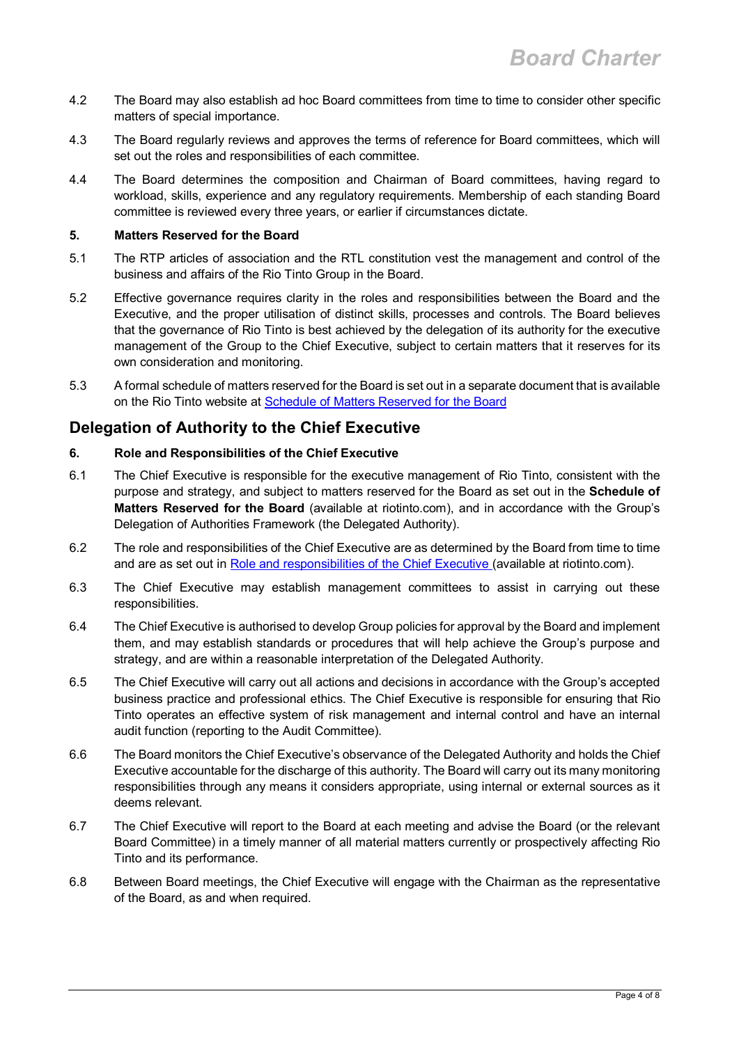4.2 The Board may also establish ad hoc Board committees from time to time to consider other specific matters of special importance.

4.3 The Board regularly reviews and approves the terms of reference for Board committees, which will set out the roles and responsibilities of each committee.

4.4 The Board determines the composition and Chairman of Board committees, having regard to workload, skills, experience and any regulatory requirements. Membership of each standing Board committee is reviewed every three years, or earlier if circumstances dictate.

**5. Matters Reserved for the Board**

5.1 The RTP articles of association and the RTL constitution vest the management and control of the business and affairs of the Rio Tinto Group in the Board.

5.2 Effective governance requires clarity in the roles and responsibilities between the Board and the Executive, and the proper utilisation of distinct skills, processes and controls. The Board believes that the governance of Rio Tinto is best achieved by the delegation of its authority for the executive management of the Group to the Chief Executive, subject to certain matters that it reserves for its own consideration and monitoring.

5.3 A formal schedule of matters reserved for the Board is set out in a separate document that is available on the Rio Tinto website at Schedule of Matters Reserved for the Board

## Delegation of Authority to the Chief Executive

**6. Role and Responsibilities of the Chief Executive**

6.1 The Chief Executive is responsible for the executive management of Rio Tinto, consistent with the purpose and strategy, and subject to matters reserved for the Board as set out in the **Schedule of Matters Reserved for the Board** (available at riotinto.com), and in accordance with the Group's Delegation of Authorities Framework (the Delegated Authority).

6.2 The role and responsibilities of the Chief Executive are as determined by the Board from time to time and are as set out in Role and responsibilities of the Chief Executive (available at riotinto.com).

6.3 The Chief Executive may establish management committees to assist in carrying out these responsibilities.

6.4 The Chief Executive is authorised to develop Group policies for approval by the Board and implement them, and may establish standards or procedures that will help achieve the Group's purpose and strategy, and are within a reasonable interpretation of the Delegated Authority.

6.5 The Chief Executive will carry out all actions and decisions in accordance with the Group's accepted business practice and professional ethics. The Chief Executive is responsible for ensuring that Rio Tinto operates an effective system of risk management and internal control and have an internal audit function (reporting to the Audit Committee).

6.6 The Board monitors the Chief Executive's observance of the Delegated Authority and holds the Chief Executive accountable for the discharge of this authority. The Board will carry out its many monitoring responsibilities through any means it considers appropriate, using internal or external sources as it deems relevant.

6.7 The Chief Executive will report to the Board at each meeting and advise the Board (or the relevant Board Committee) in a timely manner of all material matters currently or prospectively affecting Rio Tinto and its performance.

6.8 Between Board meetings, the Chief Executive will engage with the Chairman as the representative of the Board, as and when required.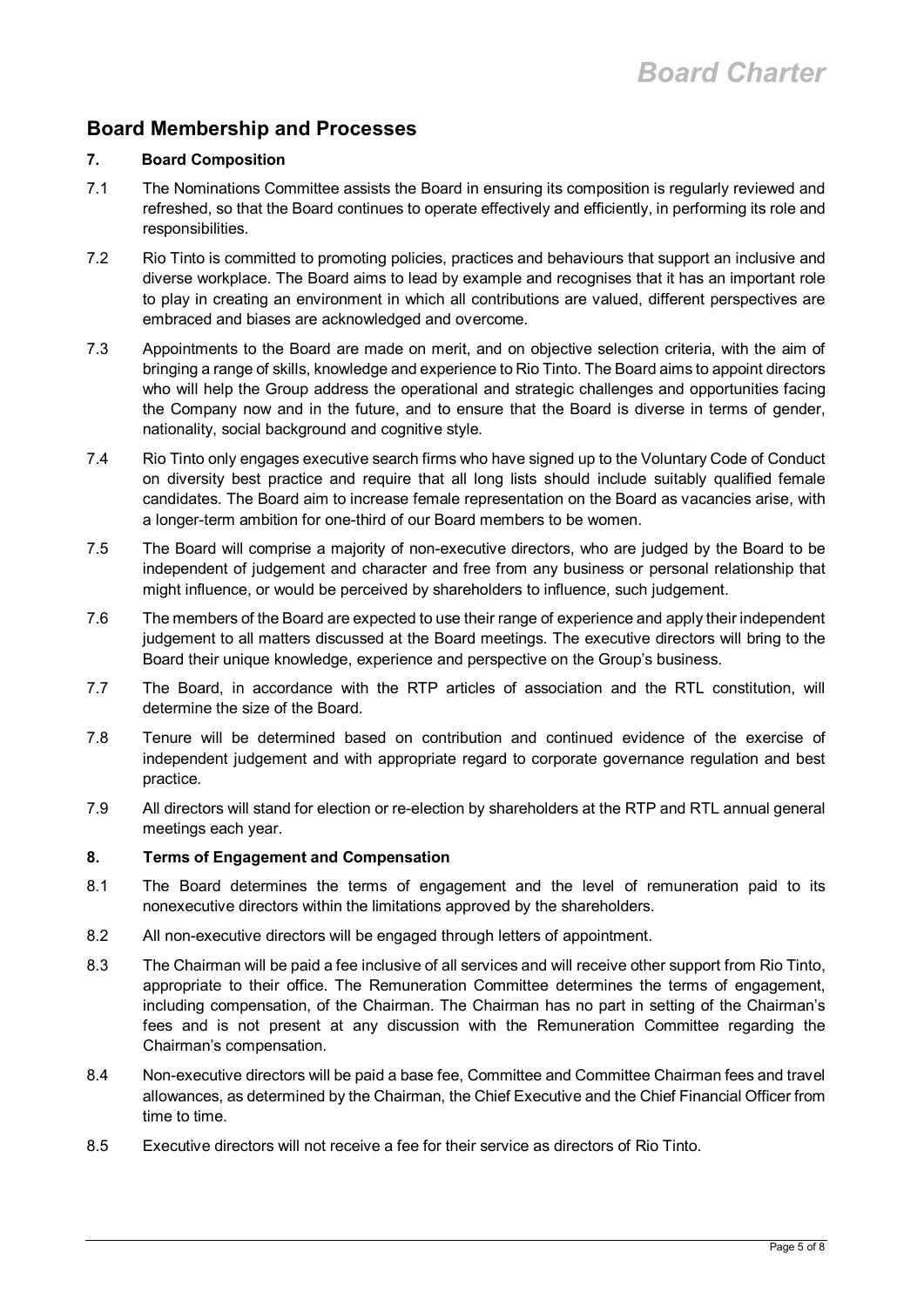## Board Membership and Processes

### 7. Board Composition

7.1 The Nominations Committee assists the Board in ensuring its composition is regularly reviewed and refreshed, so that the Board continues to operate effectively and efficiently, in performing its role and responsibilities.

7.2 Rio Tinto is committed to promoting policies, practices and behaviours that support an inclusive and diverse workplace. The Board aims to lead by example and recognises that it has an important role to play in creating an environment in which all contributions are valued, different perspectives are embraced and biases are acknowledged and overcome.

7.3 Appointments to the Board are made on merit, and on objective selection criteria, with the aim of bringing a range of skills, knowledge and experience to Rio Tinto. The Board aims to appoint directors who will help the Group address the operational and strategic challenges and opportunities facing the Company now and in the future, and to ensure that the Board is diverse in terms of gender, nationality, social background and cognitive style.

7.4 Rio Tinto only engages executive search firms who have signed up to the Voluntary Code of Conduct on diversity best practice and require that all long lists should include suitably qualified female candidates. The Board aim to increase female representation on the Board as vacancies arise, with a longer-term ambition for one-third of our Board members to be women.

7.5 The Board will comprise a majority of non-executive directors, who are judged by the Board to be independent of judgement and character and free from any business or personal relationship that might influence, or would be perceived by shareholders to influence, such judgement.

7.6 The members of the Board are expected to use their range of experience and apply their independent judgement to all matters discussed at the Board meetings. The executive directors will bring to the Board their unique knowledge, experience and perspective on the Group's business.

7.7 The Board, in accordance with the RTP articles of association and the RTL constitution, will determine the size of the Board.

7.8 Tenure will be determined based on contribution and continued evidence of the exercise of independent judgement and with appropriate regard to corporate governance regulation and best practice.

7.9 All directors will stand for election or re-election by shareholders at the RTP and RTL annual general meetings each year.

### 8. Terms of Engagement and Compensation

8.1 The Board determines the terms of engagement and the level of remuneration paid to its nonexecutive directors within the limitations approved by the shareholders.

8.2 All non-executive directors will be engaged through letters of appointment.

8.3 The Chairman will be paid a fee inclusive of all services and will receive other support from Rio Tinto, appropriate to their office. The Remuneration Committee determines the terms of engagement, including compensation, of the Chairman. The Chairman has no part in setting of the Chairman's fees and is not present at any discussion with the Remuneration Committee regarding the Chairman's compensation.

8.4 Non-executive directors will be paid a base fee, Committee and Committee Chairman fees and travel allowances, as determined by the Chairman, the Chief Executive and the Chief Financial Officer from time to time.

8.5 Executive directors will not receive a fee for their service as directors of Rio Tinto.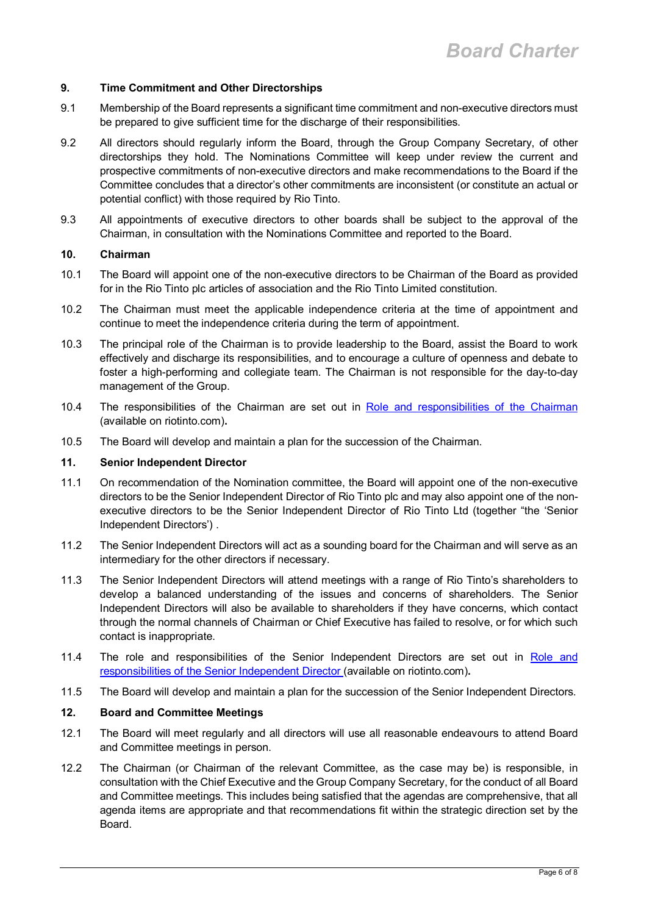## 9. Time Commitment and Other Directorships

9.1 Membership of the Board represents a significant time commitment and non-executive directors must be prepared to give sufficient time for the discharge of their responsibilities.

9.2 All directors should regularly inform the Board, through the Group Company Secretary, of other directorships they hold. The Nominations Committee will keep under review the current and prospective commitments of non-executive directors and make recommendations to the Board if the Committee concludes that a director's other commitments are inconsistent (or constitute an actual or potential conflict) with those required by Rio Tinto.

9.3 All appointments of executive directors to other boards shall be subject to the approval of the Chairman, in consultation with the Nominations Committee and reported to the Board.

## 10. Chairman

10.1 The Board will appoint one of the non-executive directors to be Chairman of the Board as provided for in the Rio Tinto plc articles of association and the Rio Tinto Limited constitution.

10.2 The Chairman must meet the applicable independence criteria at the time of appointment and continue to meet the independence criteria during the term of appointment.

10.3 The principal role of the Chairman is to provide leadership to the Board, assist the Board to work effectively and discharge its responsibilities, and to encourage a culture of openness and debate to foster a high-performing and collegiate team. The Chairman is not responsible for the day-to-day management of the Group.

10.4 The responsibilities of the Chairman are set out in Role and responsibilities of the Chairman (available on riotinto.com).

10.5 The Board will develop and maintain a plan for the succession of the Chairman.

## 11. Senior Independent Director

11.1 On recommendation of the Nomination committee, the Board will appoint one of the non-executive directors to be the Senior Independent Director of Rio Tinto plc and may also appoint one of the non-executive directors to be the Senior Independent Director of Rio Tinto Ltd (together "the 'Senior Independent Directors') .

11.2 The Senior Independent Directors will act as a sounding board for the Chairman and will serve as an intermediary for the other directors if necessary.

11.3 The Senior Independent Directors will attend meetings with a range of Rio Tinto's shareholders to develop a balanced understanding of the issues and concerns of shareholders. The Senior Independent Directors will also be available to shareholders if they have concerns, which contact through the normal channels of Chairman or Chief Executive has failed to resolve, or for which such contact is inappropriate.

11.4 The role and responsibilities of the Senior Independent Directors are set out in Role and responsibilities of the Senior Independent Director (available on riotinto.com).

11.5 The Board will develop and maintain a plan for the succession of the Senior Independent Directors.

## 12. Board and Committee Meetings

12.1 The Board will meet regularly and all directors will use all reasonable endeavours to attend Board and Committee meetings in person.

12.2 The Chairman (or Chairman of the relevant Committee, as the case may be) is responsible, in consultation with the Chief Executive and the Group Company Secretary, for the conduct of all Board and Committee meetings. This includes being satisfied that the agendas are comprehensive, that all agenda items are appropriate and that recommendations fit within the strategic direction set by the Board.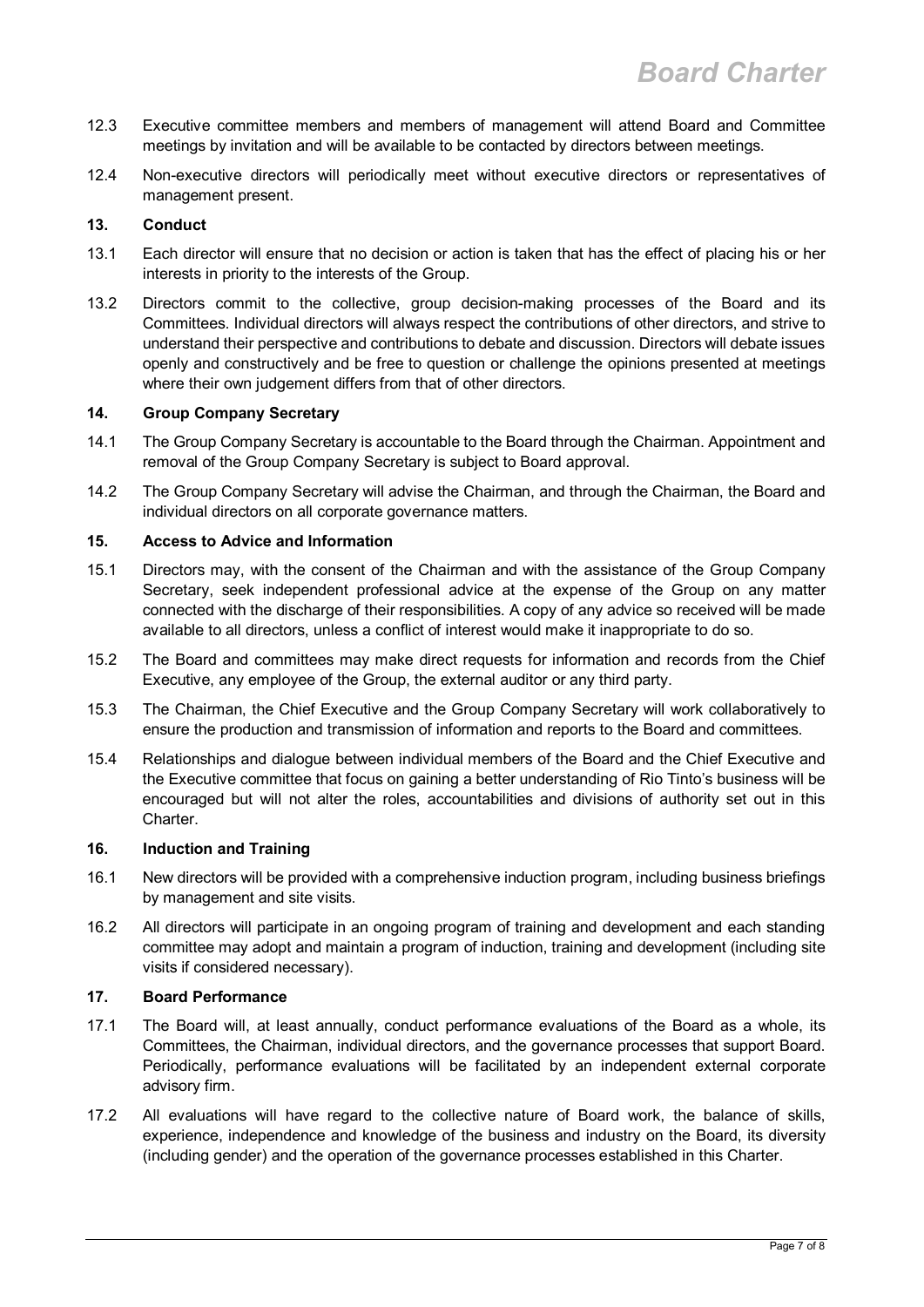12.3 Executive committee members and members of management will attend Board and Committee meetings by invitation and will be available to be contacted by directors between meetings.

12.4 Non-executive directors will periodically meet without executive directors or representatives of management present.

### 13. Conduct

13.1 Each director will ensure that no decision or action is taken that has the effect of placing his or her interests in priority to the interests of the Group.

13.2 Directors commit to the collective, group decision-making processes of the Board and its Committees. Individual directors will always respect the contributions of other directors, and strive to understand their perspective and contributions to debate and discussion. Directors will debate issues openly and constructively and be free to question or challenge the opinions presented at meetings where their own judgement differs from that of other directors.

### 14. Group Company Secretary

14.1 The Group Company Secretary is accountable to the Board through the Chairman. Appointment and removal of the Group Company Secretary is subject to Board approval.

14.2 The Group Company Secretary will advise the Chairman, and through the Chairman, the Board and individual directors on all corporate governance matters.

### 15. Access to Advice and Information

15.1 Directors may, with the consent of the Chairman and with the assistance of the Group Company Secretary, seek independent professional advice at the expense of the Group on any matter connected with the discharge of their responsibilities. A copy of any advice so received will be made available to all directors, unless a conflict of interest would make it inappropriate to do so.

15.2 The Board and committees may make direct requests for information and records from the Chief Executive, any employee of the Group, the external auditor or any third party.

15.3 The Chairman, the Chief Executive and the Group Company Secretary will work collaboratively to ensure the production and transmission of information and reports to the Board and committees.

15.4 Relationships and dialogue between individual members of the Board and the Chief Executive and the Executive committee that focus on gaining a better understanding of Rio Tinto's business will be encouraged but will not alter the roles, accountabilities and divisions of authority set out in this Charter.

### 16. Induction and Training

16.1 New directors will be provided with a comprehensive induction program, including business briefings by management and site visits.

16.2 All directors will participate in an ongoing program of training and development and each standing committee may adopt and maintain a program of induction, training and development (including site visits if considered necessary).

### 17. Board Performance

17.1 The Board will, at least annually, conduct performance evaluations of the Board as a whole, its Committees, the Chairman, individual directors, and the governance processes that support Board. Periodically, performance evaluations will be facilitated by an independent external corporate advisory firm.

17.2 All evaluations will have regard to the collective nature of Board work, the balance of skills, experience, independence and knowledge of the business and industry on the Board, its diversity (including gender) and the operation of the governance processes established in this Charter.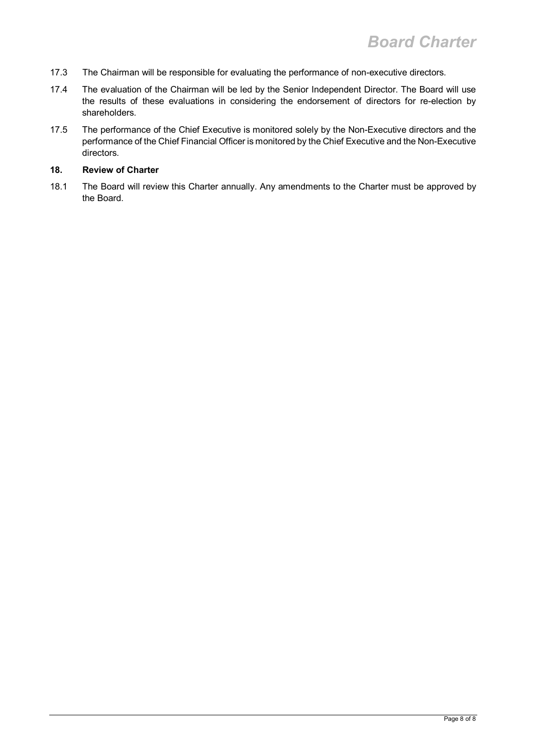17.3 The Chairman will be responsible for evaluating the performance of non-executive directors.

17.4 The evaluation of the Chairman will be led by the Senior Independent Director. The Board will use the results of these evaluations in considering the endorsement of directors for re-election by shareholders.

17.5 The performance of the Chief Executive is monitored solely by the Non-Executive directors and the performance of the Chief Financial Officer is monitored by the Chief Executive and the Non-Executive directors.

## 18. Review of Charter

18.1 The Board will review this Charter annually. Any amendments to the Charter must be approved by the Board.